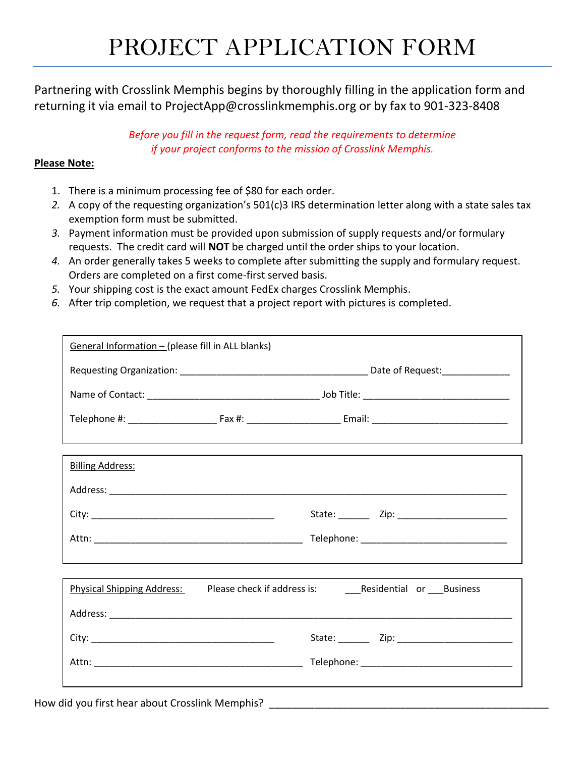# PROJECT APPLICATION FORM

Partnering with Crosslink Memphis begins by thoroughly filling in the application form and returning it via email to ProjectApp@crosslinkmemphis.org or by fax to 901-323-8408

*Before you fill in the request form, read the requirements to determine if your project conforms to the mission of Crosslink Memphis.*

**Please Note:**

1. There is a minimum processing fee of $80 for each order.
2. A copy of the requesting organization's 501(c)3 IRS determination letter along with a state sales tax exemption form must be submitted.
3. Payment information must be provided upon submission of supply requests and/or formulary requests. The credit card will **NOT** be charged until the order ships to your location.
4. An order generally takes 5 weeks to complete after submitting the supply and formulary request. Orders are completed on a first come-first served basis.
5. Your shipping cost is the exact amount FedEx charges Crosslink Memphis.
6. After trip completion, we request that a project report with pictures is completed.

General Information – (please fill in ALL blanks)

Requesting Organization: ___________________________________ Date of Request:_____________

Name of Contact: ________________________________ Job Title: ___________________________

Telephone #: ________________ Fax #: _________________ Email: _________________________

Billing Address:

Address: __________________________________________________________________________

City: __________________________________ State: ______ Zip: ____________________

Attn: _______________________________________ Telephone: ___________________________

Physical Shipping Address: Please check if address is: ___Residential or ___Business

Address: __________________________________________________________________________

City: __________________________________ State: ______ Zip: ____________________

Attn: _______________________________________ Telephone: ___________________________

How did you first hear about Crosslink Memphis? ___________________________________________________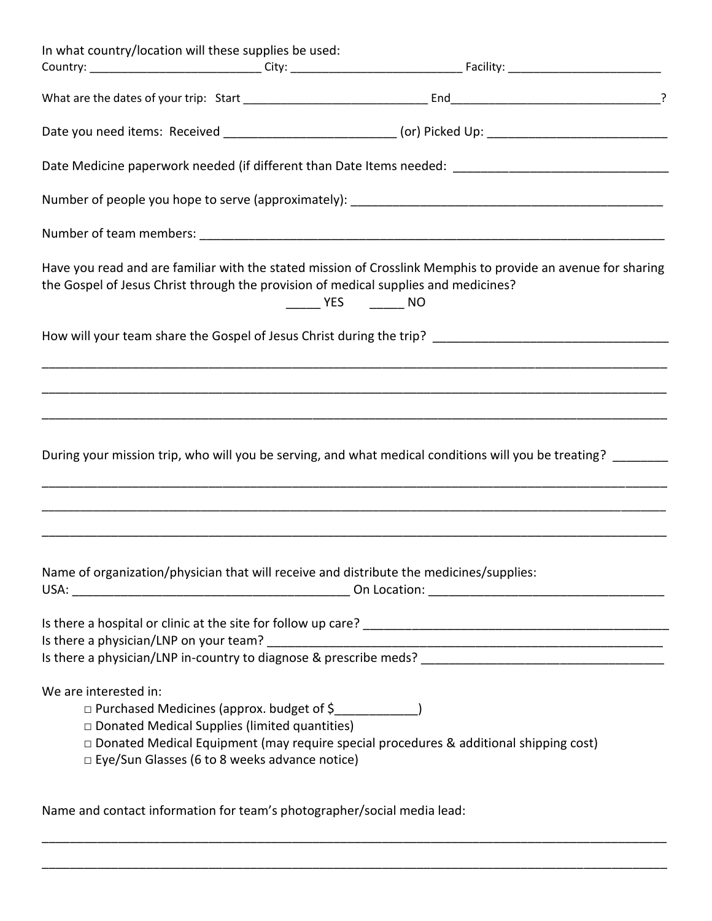In what country/location will these supplies be used:

Country: ___________________________ City: ___________________________ Facility: _________________________

What are the dates of your trip: Start ______________________________ End__________________________________?

Date you need items: Received _________________________ (or) Picked Up: __________________________

Date Medicine paperwork needed (if different than Date Items needed: ________________________________

Number of people you hope to serve (approximately): _______________________________________________

Number of team members: ______________________________________________________________________

Have you read and are familiar with the stated mission of Crosslink Memphis to provide an avenue for sharing the Gospel of Jesus Christ through the provision of medical supplies and medicines?

_____ YES _____ NO

How will your team share the Gospel of Jesus Christ during the trip? __________________________________

_____________________________________________________________________________________________

_____________________________________________________________________________________________

_____________________________________________________________________________________________

During your mission trip, who will you be serving, and what medical conditions will you be treating? ________

_____________________________________________________________________________________________

_____________________________________________________________________________________________

_____________________________________________________________________________________________

Name of organization/physician that will receive and distribute the medicines/supplies:

USA: ________________________________________ On Location: __________________________________

Is there a hospital or clinic at the site for follow up care? ______________________________________________

Is there a physician/LNP on your team? _____________________________________________________________

Is there a physician/LNP in-country to diagnose & prescribe meds? ___________________________________

We are interested in:

- □ Purchased Medicines (approx. budget of $____________)
- □ Donated Medical Supplies (limited quantities)
- □ Donated Medical Equipment (may require special procedures & additional shipping cost)
- □ Eye/Sun Glasses (6 to 8 weeks advance notice)

Name and contact information for team's photographer/social media lead:

_____________________________________________________________________________________________

_____________________________________________________________________________________________